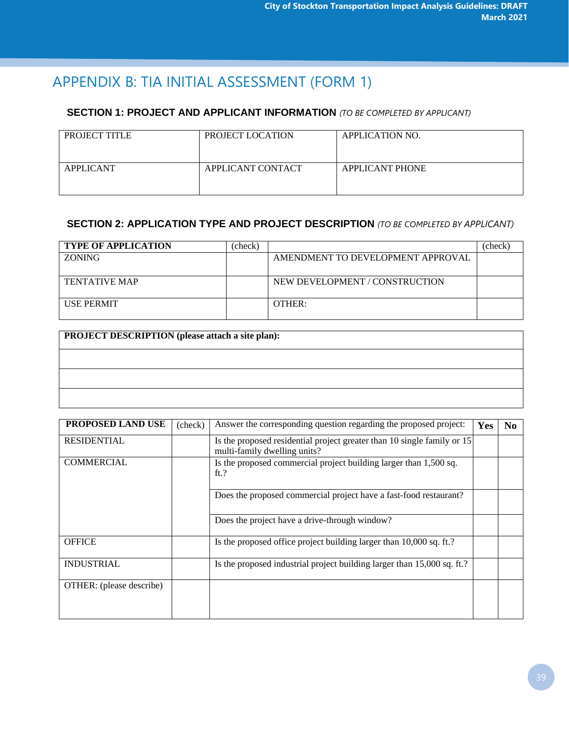# APPENDIX B: TIA INITIAL ASSESSMENT (FORM 1)

### SECTION 1: PROJECT AND APPLICANT INFORMATION *(TO BE COMPLETED BY APPLICANT)*

| PROJECT TITLE | PROJECT LOCATION | APPLICATION NO. |
|---|---|---|
| APPLICANT | APPLICANT CONTACT | APPLICANT PHONE |

### SECTION 2: APPLICATION TYPE AND PROJECT DESCRIPTION *(TO BE COMPLETED BY APPLICANT)*

| TYPE OF APPLICATION | (check) | | (check) |
|---|---|---|---|
| ZONING | | AMENDMENT TO DEVELOPMENT APPROVAL | |
| TENTATIVE MAP | | NEW DEVELOPMENT / CONSTRUCTION | |
| USE PERMIT | | OTHER: | |

| PROJECT DESCRIPTION (please attach a site plan): |
|---|
| |
| |
| |

| PROPOSED LAND USE | (check) | Answer the corresponding question regarding the proposed project: | Yes | No |
|---|---|---|---|---|
| RESIDENTIAL | | Is the proposed residential project greater than 10 single family or 15 multi-family dwelling units? | | |
| COMMERCIAL | | Is the proposed commercial project building larger than 1,500 sq. ft.? | | |
| | | Does the proposed commercial project have a fast-food restaurant? | | |
| | | Does the project have a drive-through window? | | |
| OFFICE | | Is the proposed office project building larger than 10,000 sq. ft.? | | |
| INDUSTRIAL | | Is the proposed industrial project building larger than 15,000 sq. ft.? | | |
| OTHER: (please describe) | | | | |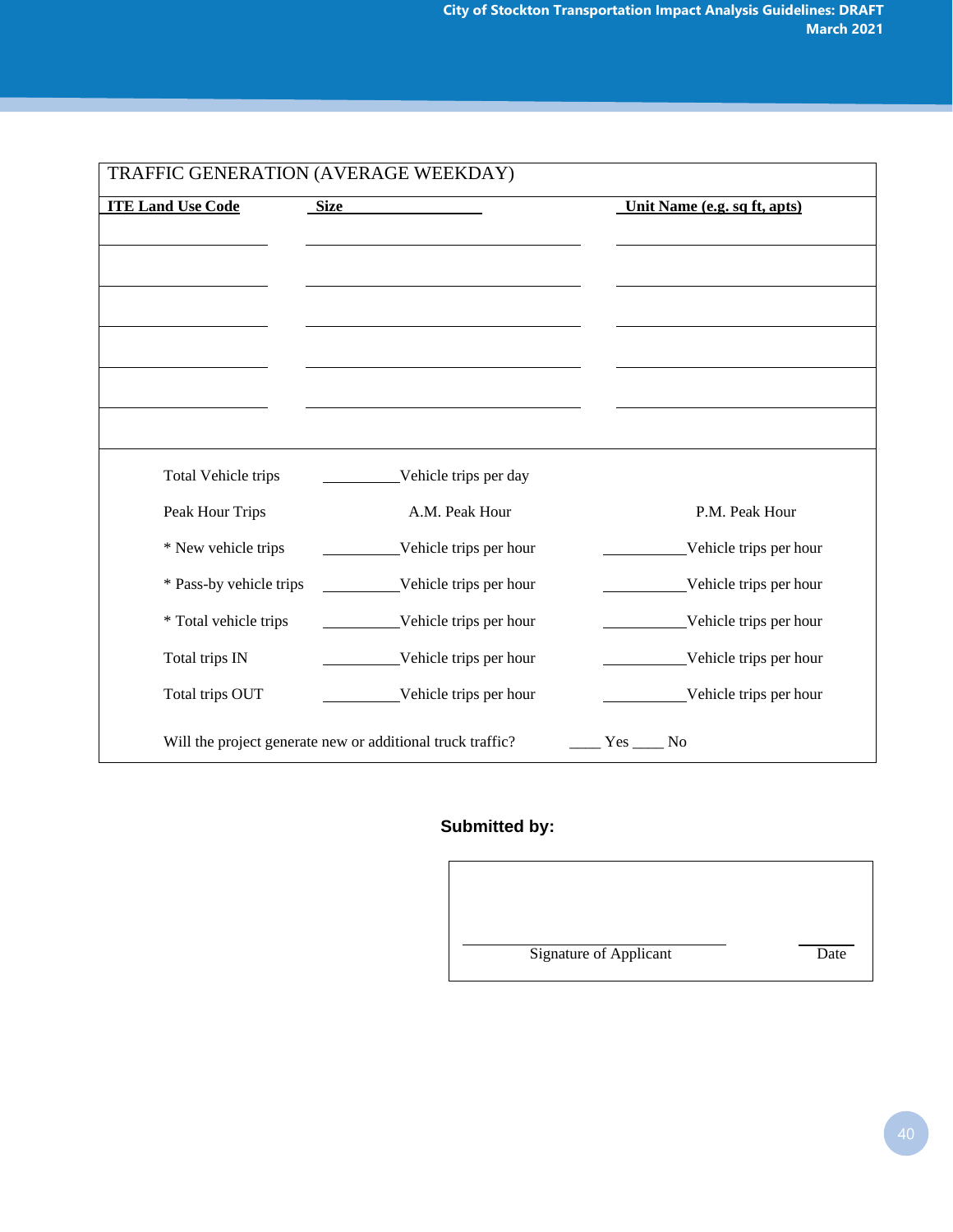## TRAFFIC GENERATION (AVERAGE WEEKDAY)

| ITE Land Use Code | Size | Unit Name (e.g. sq ft, apts) |
|---|---|---|
| | | |
| | | |
| | | |
| | | |
| | | |

Total Vehicle trips __________Vehicle trips per day

| Peak Hour Trips | A.M. Peak Hour | P.M. Peak Hour |
|---|---|---|
| * New vehicle trips | __________Vehicle trips per hour | __________Vehicle trips per hour |
| * Pass-by vehicle trips | __________Vehicle trips per hour | __________Vehicle trips per hour |
| * Total vehicle trips | __________Vehicle trips per hour | __________Vehicle trips per hour |
| Total trips IN | __________Vehicle trips per hour | __________Vehicle trips per hour |
| Total trips OUT | __________Vehicle trips per hour | __________Vehicle trips per hour |

Will the project generate new or additional truck traffic? ____ Yes ____ No

**Submitted by:**

______________________________ Signature of Applicant

______ Date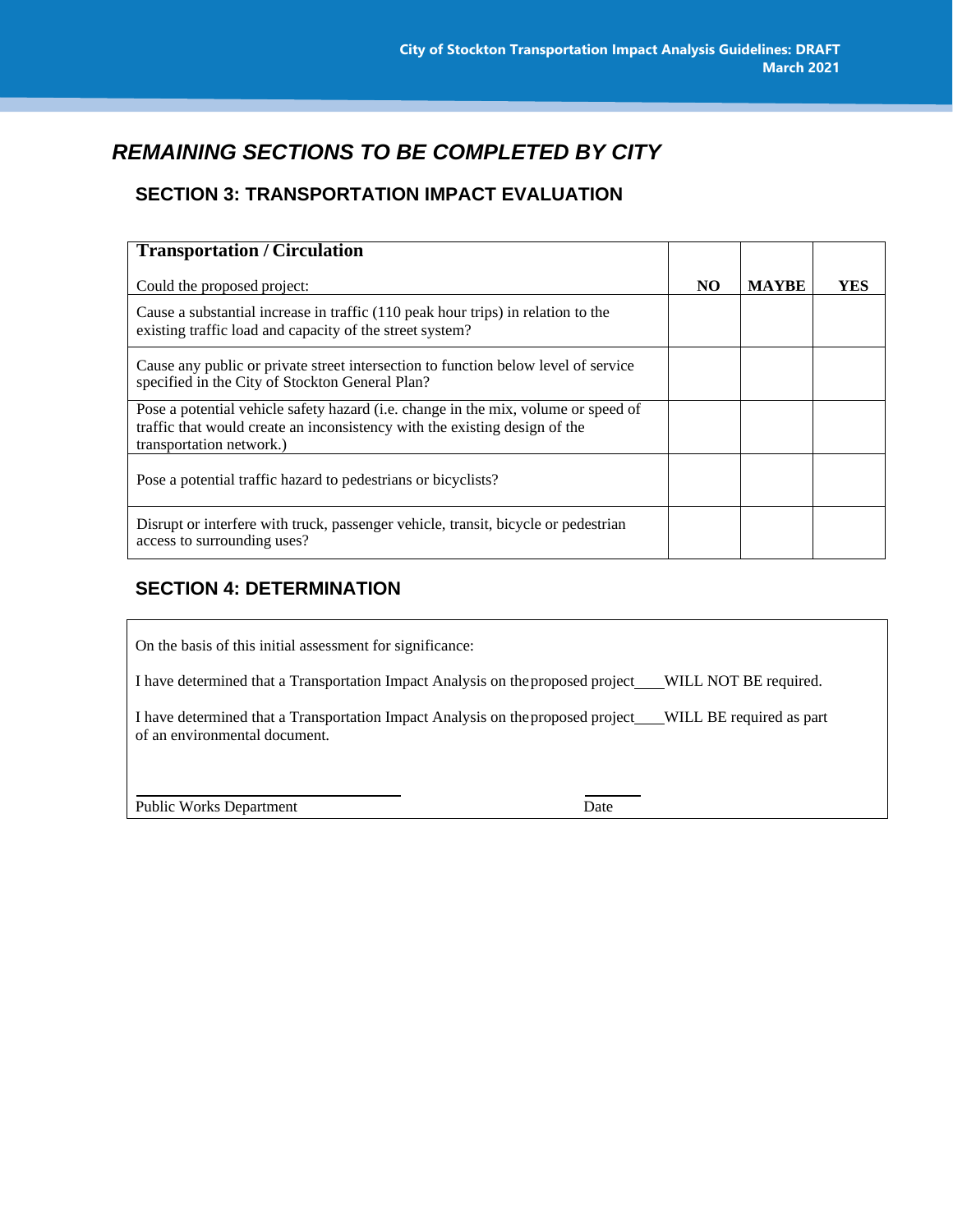## *REMAINING SECTIONS TO BE COMPLETED BY CITY*

### SECTION 3: TRANSPORTATION IMPACT EVALUATION

| **Transportation / Circulation**<br><br>Could the proposed project: | **NO** | **MAYBE** | **YES** |
|---|---|---|---|
| Cause a substantial increase in traffic (110 peak hour trips) in relation to the existing traffic load and capacity of the street system? | | | |
| Cause any public or private street intersection to function below level of service specified in the City of Stockton General Plan? | | | |
| Pose a potential vehicle safety hazard (i.e. change in the mix, volume or speed of traffic that would create an inconsistency with the existing design of the transportation network.) | | | |
| Pose a potential traffic hazard to pedestrians or bicyclists? | | | |
| Disrupt or interfere with truck, passenger vehicle, transit, bicycle or pedestrian access to surrounding uses? | | | |

### SECTION 4: DETERMINATION

On the basis of this initial assessment for significance:

I have determined that a Transportation Impact Analysis on the proposed project____WILL NOT BE required.

I have determined that a Transportation Impact Analysis on the proposed project____WILL BE required as part of an environmental document.

______________________________ ________

Public Works Department Date